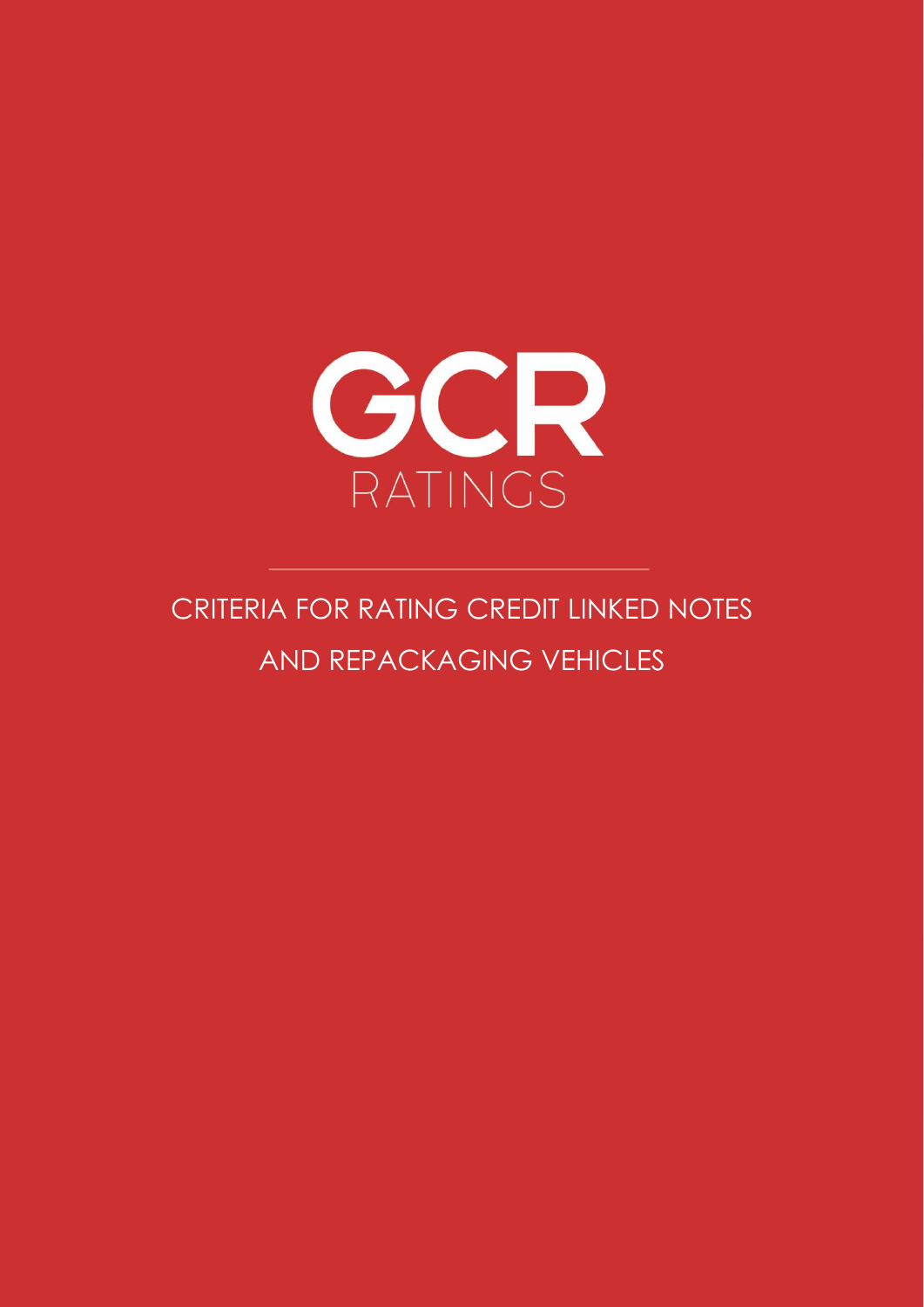GCR

RATINGS

# CRITERIA FOR RATING CREDIT LINKED NOTES AND REPACKAGING VEHICLES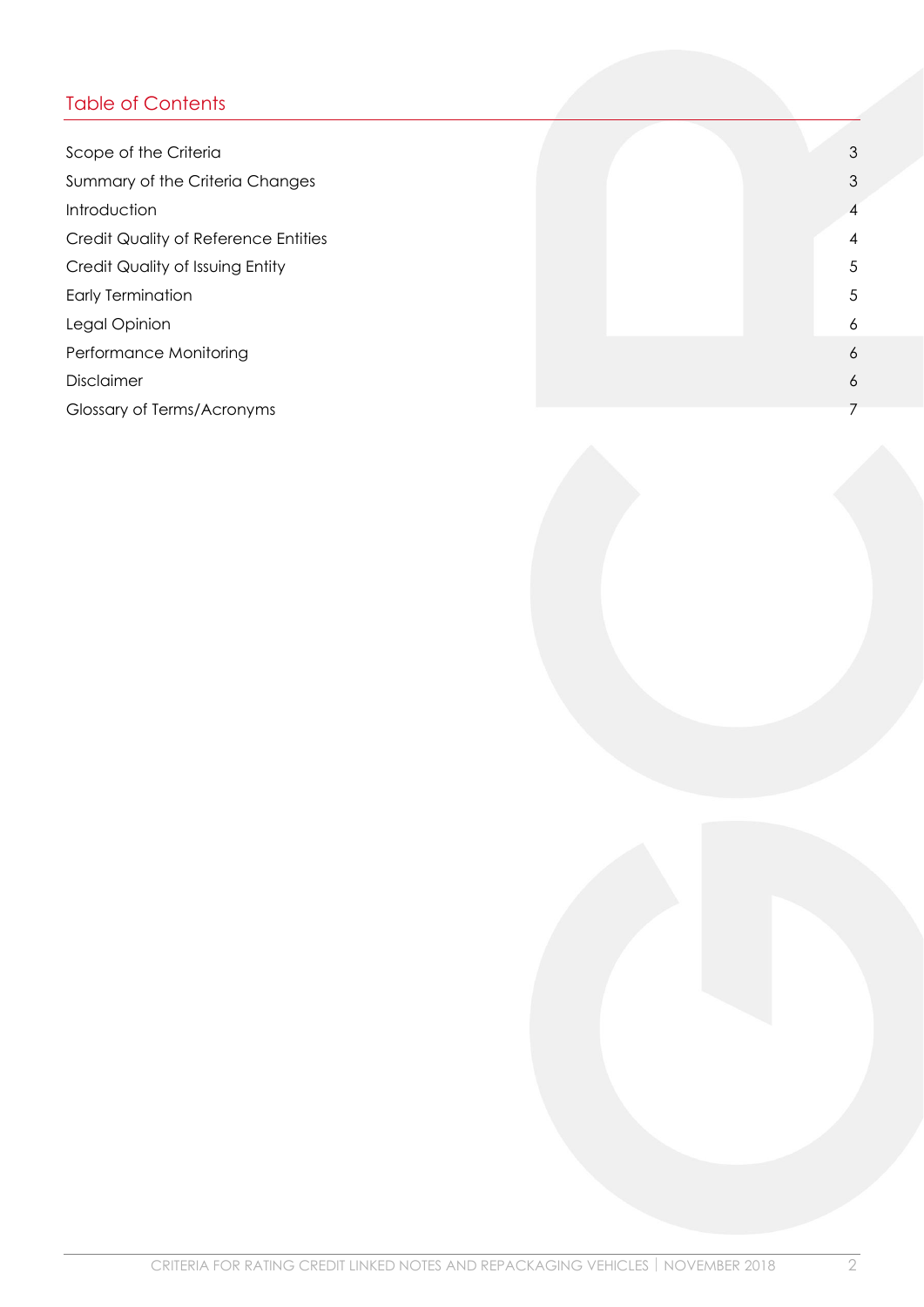## Table of Contents

| | |
|---|---|
| Scope of the Criteria | 3 |
| Summary of the Criteria Changes | 3 |
| Introduction | 4 |
| Credit Quality of Reference Entities | 4 |
| Credit Quality of Issuing Entity | 5 |
| Early Termination | 5 |
| Legal Opinion | 6 |
| Performance Monitoring | 6 |
| Disclaimer | 6 |
| Glossary of Terms/Acronyms | 7 |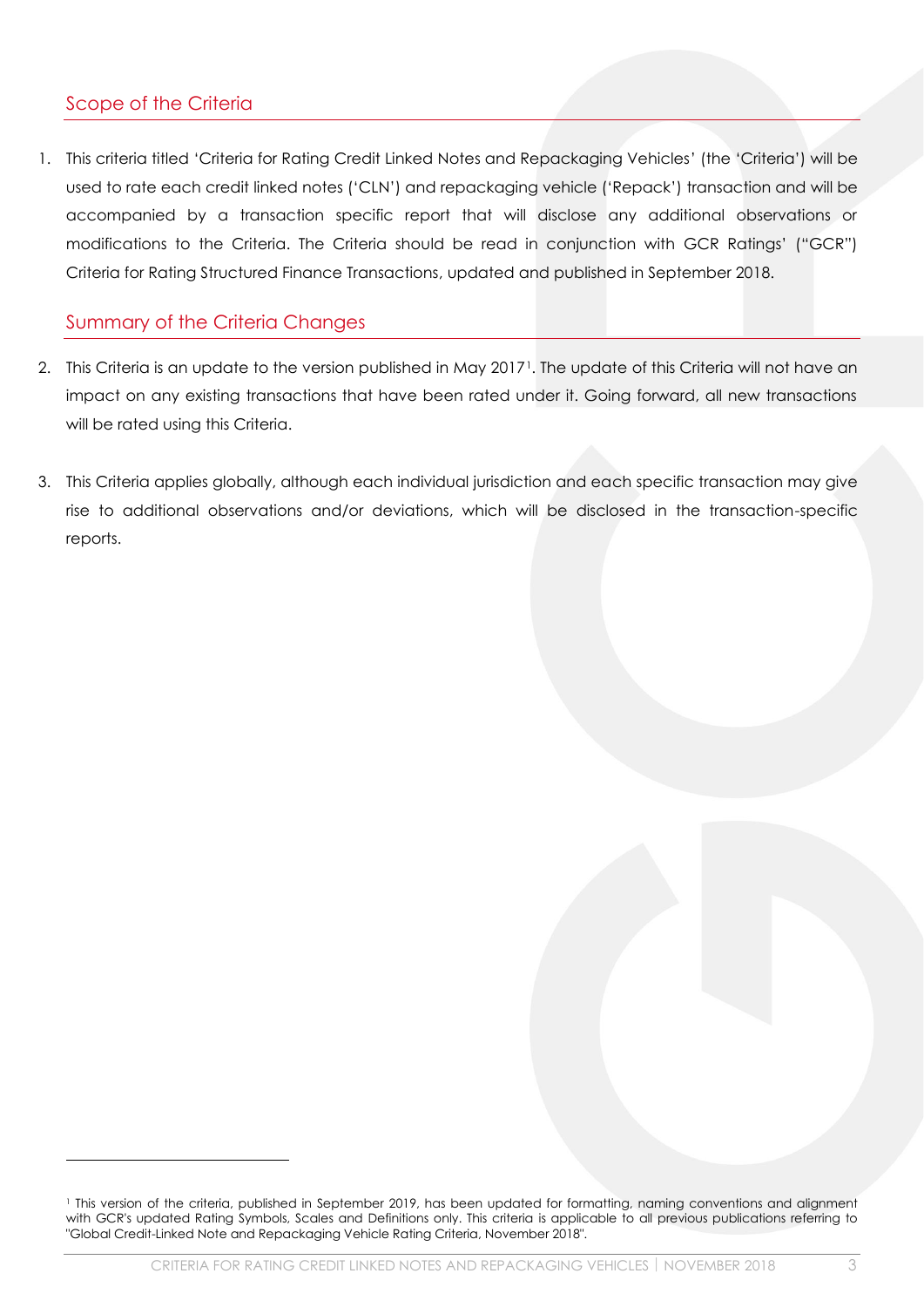## Scope of the Criteria

1. This criteria titled 'Criteria for Rating Credit Linked Notes and Repackaging Vehicles' (the 'Criteria') will be used to rate each credit linked notes ('CLN') and repackaging vehicle ('Repack') transaction and will be accompanied by a transaction specific report that will disclose any additional observations or modifications to the Criteria. The Criteria should be read in conjunction with GCR Ratings' ("GCR") Criteria for Rating Structured Finance Transactions, updated and published in September 2018.

## Summary of the Criteria Changes

2. This Criteria is an update to the version published in May 2017[1]. The update of this Criteria will not have an impact on any existing transactions that have been rated under it. Going forward, all new transactions will be rated using this Criteria.

3. This Criteria applies globally, although each individual jurisdiction and each specific transaction may give rise to additional observations and/or deviations, which will be disclosed in the transaction-specific reports.

---

[1] This version of the criteria, published in September 2019, has been updated for formatting, naming conventions and alignment with GCR's updated Rating Symbols, Scales and Definitions only. This criteria is applicable to all previous publications referring to "Global Credit-Linked Note and Repackaging Vehicle Rating Criteria, November 2018".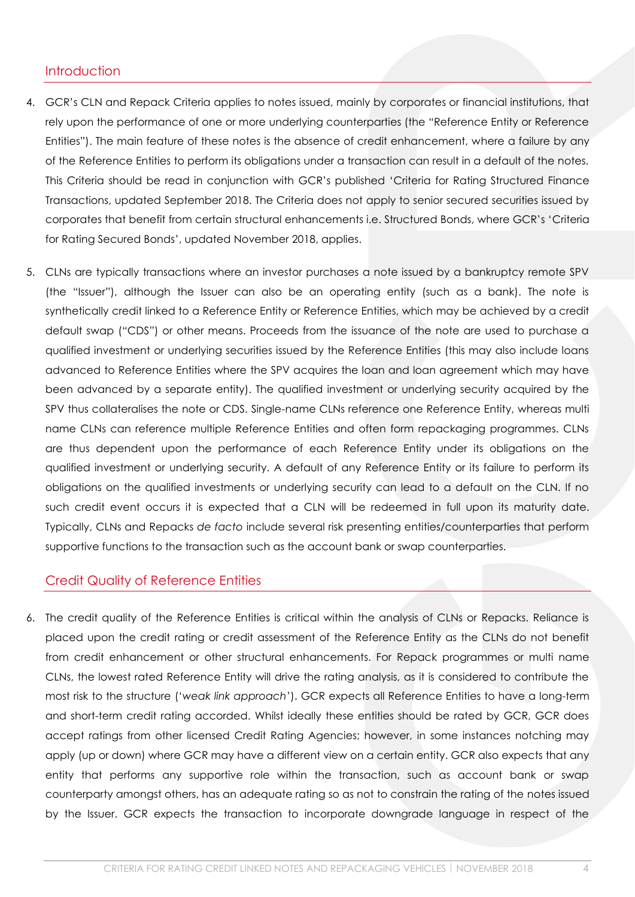## Introduction

4. GCR's CLN and Repack Criteria applies to notes issued, mainly by corporates or financial institutions, that rely upon the performance of one or more underlying counterparties (the "Reference Entity or Reference Entities"). The main feature of these notes is the absence of credit enhancement, where a failure by any of the Reference Entities to perform its obligations under a transaction can result in a default of the notes. This Criteria should be read in conjunction with GCR's published 'Criteria for Rating Structured Finance Transactions, updated September 2018. The Criteria does not apply to senior secured securities issued by corporates that benefit from certain structural enhancements i.e. Structured Bonds, where GCR's 'Criteria for Rating Secured Bonds', updated November 2018, applies.

5. CLNs are typically transactions where an investor purchases a note issued by a bankruptcy remote SPV (the "Issuer"), although the Issuer can also be an operating entity (such as a bank). The note is synthetically credit linked to a Reference Entity or Reference Entities, which may be achieved by a credit default swap ("CDS") or other means. Proceeds from the issuance of the note are used to purchase a qualified investment or underlying securities issued by the Reference Entities (this may also include loans advanced to Reference Entities where the SPV acquires the loan and loan agreement which may have been advanced by a separate entity). The qualified investment or underlying security acquired by the SPV thus collateralises the note or CDS. Single-name CLNs reference one Reference Entity, whereas multi name CLNs can reference multiple Reference Entities and often form repackaging programmes. CLNs are thus dependent upon the performance of each Reference Entity under its obligations on the qualified investment or underlying security. A default of any Reference Entity or its failure to perform its obligations on the qualified investments or underlying security can lead to a default on the CLN. If no such credit event occurs it is expected that a CLN will be redeemed in full upon its maturity date. Typically, CLNs and Repacks *de facto* include several risk presenting entities/counterparties that perform supportive functions to the transaction such as the account bank or swap counterparties.

## Credit Quality of Reference Entities

6. The credit quality of the Reference Entities is critical within the analysis of CLNs or Repacks. Reliance is placed upon the credit rating or credit assessment of the Reference Entity as the CLNs do not benefit from credit enhancement or other structural enhancements. For Repack programmes or multi name CLNs, the lowest rated Reference Entity will drive the rating analysis, as it is considered to contribute the most risk to the structure ('*weak link approach*'). GCR expects all Reference Entities to have a long-term and short-term credit rating accorded. Whilst ideally these entities should be rated by GCR, GCR does accept ratings from other licensed Credit Rating Agencies; however, in some instances notching may apply (up or down) where GCR may have a different view on a certain entity. GCR also expects that any entity that performs any supportive role within the transaction, such as account bank or swap counterparty amongst others, has an adequate rating so as not to constrain the rating of the notes issued by the Issuer. GCR expects the transaction to incorporate downgrade language in respect of the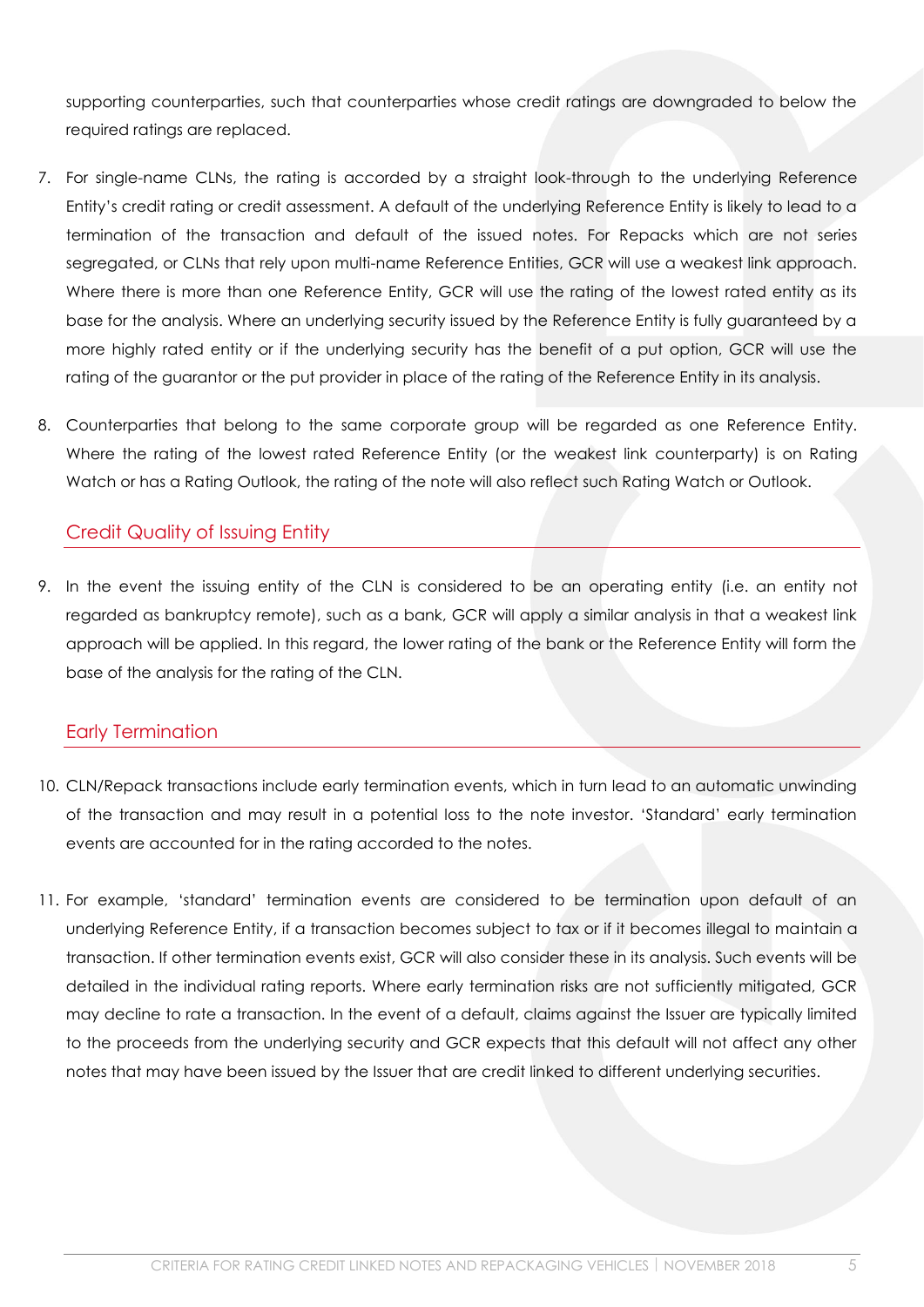supporting counterparties, such that counterparties whose credit ratings are downgraded to below the required ratings are replaced.

7. For single-name CLNs, the rating is accorded by a straight look-through to the underlying Reference Entity's credit rating or credit assessment. A default of the underlying Reference Entity is likely to lead to a termination of the transaction and default of the issued notes. For Repacks which are not series segregated, or CLNs that rely upon multi-name Reference Entities, GCR will use a weakest link approach. Where there is more than one Reference Entity, GCR will use the rating of the lowest rated entity as its base for the analysis. Where an underlying security issued by the Reference Entity is fully guaranteed by a more highly rated entity or if the underlying security has the benefit of a put option, GCR will use the rating of the guarantor or the put provider in place of the rating of the Reference Entity in its analysis.

8. Counterparties that belong to the same corporate group will be regarded as one Reference Entity. Where the rating of the lowest rated Reference Entity (or the weakest link counterparty) is on Rating Watch or has a Rating Outlook, the rating of the note will also reflect such Rating Watch or Outlook.

## Credit Quality of Issuing Entity

9. In the event the issuing entity of the CLN is considered to be an operating entity (i.e. an entity not regarded as bankruptcy remote), such as a bank, GCR will apply a similar analysis in that a weakest link approach will be applied. In this regard, the lower rating of the bank or the Reference Entity will form the base of the analysis for the rating of the CLN.

## Early Termination

10. CLN/Repack transactions include early termination events, which in turn lead to an automatic unwinding of the transaction and may result in a potential loss to the note investor. 'Standard' early termination events are accounted for in the rating accorded to the notes.

11. For example, 'standard' termination events are considered to be termination upon default of an underlying Reference Entity, if a transaction becomes subject to tax or if it becomes illegal to maintain a transaction. If other termination events exist, GCR will also consider these in its analysis. Such events will be detailed in the individual rating reports. Where early termination risks are not sufficiently mitigated, GCR may decline to rate a transaction. In the event of a default, claims against the Issuer are typically limited to the proceeds from the underlying security and GCR expects that this default will not affect any other notes that may have been issued by the Issuer that are credit linked to different underlying securities.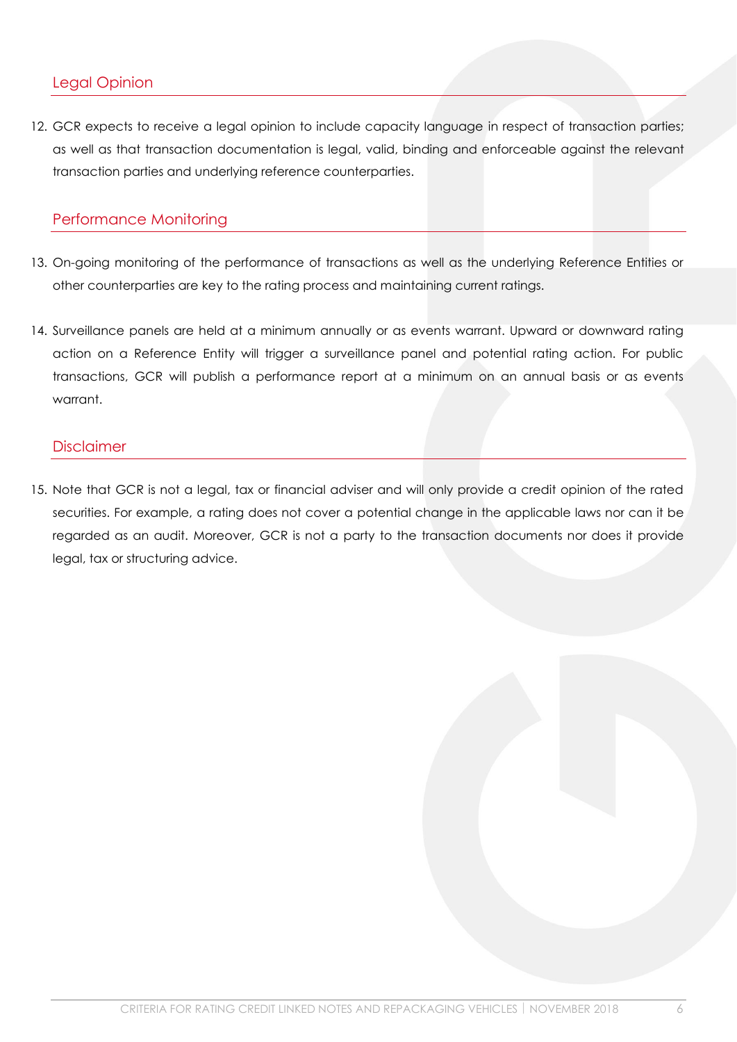## Legal Opinion

12. GCR expects to receive a legal opinion to include capacity language in respect of transaction parties; as well as that transaction documentation is legal, valid, binding and enforceable against the relevant transaction parties and underlying reference counterparties.

## Performance Monitoring

13. On-going monitoring of the performance of transactions as well as the underlying Reference Entities or other counterparties are key to the rating process and maintaining current ratings.

14. Surveillance panels are held at a minimum annually or as events warrant. Upward or downward rating action on a Reference Entity will trigger a surveillance panel and potential rating action. For public transactions, GCR will publish a performance report at a minimum on an annual basis or as events warrant.

## Disclaimer

15. Note that GCR is not a legal, tax or financial adviser and will only provide a credit opinion of the rated securities. For example, a rating does not cover a potential change in the applicable laws nor can it be regarded as an audit. Moreover, GCR is not a party to the transaction documents nor does it provide legal, tax or structuring advice.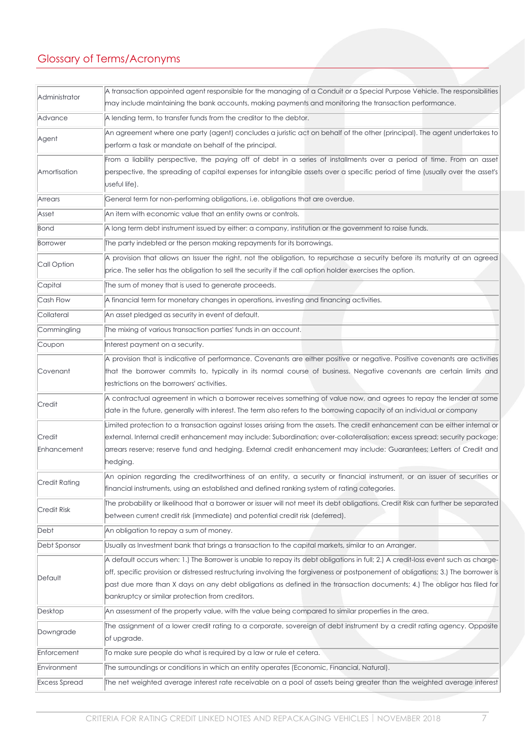## Glossary of Terms/Acronyms

| | |
|---|---|
| Administrator | A transaction appointed agent responsible for the managing of a Conduit or a Special Purpose Vehicle. The responsibilities may include maintaining the bank accounts, making payments and monitoring the transaction performance. |
| Advance | A lending term, to transfer funds from the creditor to the debtor. |
| Agent | An agreement where one party (agent) concludes a juristic act on behalf of the other (principal). The agent undertakes to perform a task or mandate on behalf of the principal. |
| Amortisation | From a liability perspective, the paying off of debt in a series of installments over a period of time. From an asset perspective, the spreading of capital expenses for intangible assets over a specific period of time (usually over the asset's useful life). |
| Arrears | General term for non-performing obligations, i.e. obligations that are overdue. |
| Asset | An item with economic value that an entity owns or controls. |
| Bond | A long term debt instrument issued by either: a company, institution or the government to raise funds. |
| Borrower | The party indebted or the person making repayments for its borrowings. |
| Call Option | A provision that allows an Issuer the right, not the obligation, to repurchase a security before its maturity at an agreed price. The seller has the obligation to sell the security if the call option holder exercises the option. |
| Capital | The sum of money that is used to generate proceeds. |
| Cash Flow | A financial term for monetary changes in operations, investing and financing activities. |
| Collateral | An asset pledged as security in event of default. |
| Commingling | The mixing of various transaction parties' funds in an account. |
| Coupon | Interest payment on a security. |
| Covenant | A provision that is indicative of performance. Covenants are either positive or negative. Positive covenants are activities that the borrower commits to, typically in its normal course of business. Negative covenants are certain limits and restrictions on the borrowers' activities. |
| Credit | A contractual agreement in which a borrower receives something of value now, and agrees to repay the lender at some date in the future, generally with interest. The term also refers to the borrowing capacity of an individual or company |
| Credit Enhancement | Limited protection to a transaction against losses arising from the assets. The credit enhancement can be either internal or external. Internal credit enhancement may include: Subordination; over-collateralisation; excess spread; security package; arrears reserve; reserve fund and hedging. External credit enhancement may include: Guarantees; Letters of Credit and hedging. |
| Credit Rating | An opinion regarding the creditworthiness of an entity, a security or financial instrument, or an issuer of securities or financial instruments, using an established and defined ranking system of rating categories. |
| Credit Risk | The probability or likelihood that a borrower or issuer will not meet its debt obligations. Credit Risk can further be separated between current credit risk (immediate) and potential credit risk (deferred). |
| Debt | An obligation to repay a sum of money. |
| Debt Sponsor | Usually as Investment bank that brings a transaction to the capital markets, similar to an Arranger. |
| Default | A default occurs when: 1.) The Borrower is unable to repay its debt obligations in full; 2.) A credit-loss event such as charge-off, specific provision or distressed restructuring involving the forgiveness or postponement of obligations; 3.) The borrower is past due more than X days on any debt obligations as defined in the transaction documents; 4.) The obligor has filed for bankruptcy or similar protection from creditors. |
| Desktop | An assessment of the property value, with the value being compared to similar properties in the area. |
| Downgrade | The assignment of a lower credit rating to a corporate, sovereign of debt instrument by a credit rating agency. Opposite of upgrade. |
| Enforcement | To make sure people do what is required by a law or rule et cetera. |
| Environment | The surroundings or conditions in which an entity operates (Economic, Financial, Natural). |
| Excess Spread | The net weighted average interest rate receivable on a pool of assets being greater than the weighted average interest |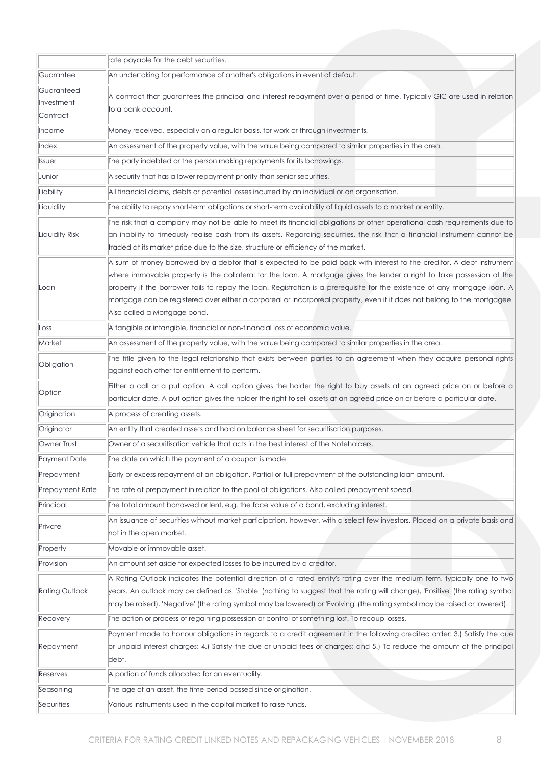| | |
|---|---|
| | rate payable for the debt securities. |
| Guarantee | An undertaking for performance of another's obligations in event of default. |
| Guaranteed Investment Contract | A contract that guarantees the principal and interest repayment over a period of time. Typically GIC are used in relation to a bank account. |
| Income | Money received, especially on a regular basis, for work or through investments. |
| Index | An assessment of the property value, with the value being compared to similar properties in the area. |
| Issuer | The party indebted or the person making repayments for its borrowings. |
| Junior | A security that has a lower repayment priority than senior securities. |
| Liability | All financial claims, debts or potential losses incurred by an individual or an organisation. |
| Liquidity | The ability to repay short-term obligations or short-term availability of liquid assets to a market or entity. |
| Liquidity Risk | The risk that a company may not be able to meet its financial obligations or other operational cash requirements due to an inability to timeously realise cash from its assets. Regarding securities, the risk that a financial instrument cannot be traded at its market price due to the size, structure or efficiency of the market. |
| Loan | A sum of money borrowed by a debtor that is expected to be paid back with interest to the creditor. A debt instrument where immovable property is the collateral for the loan. A mortgage gives the lender a right to take possession of the property if the borrower fails to repay the loan. Registration is a prerequisite for the existence of any mortgage loan. A mortgage can be registered over either a corporeal or incorporeal property, even if it does not belong to the mortgagee. Also called a Mortgage bond. |
| Loss | A tangible or intangible, financial or non-financial loss of economic value. |
| Market | An assessment of the property value, with the value being compared to similar properties in the area. |
| Obligation | The title given to the legal relationship that exists between parties to an agreement when they acquire personal rights against each other for entitlement to perform. |
| Option | Either a call or a put option. A call option gives the holder the right to buy assets at an agreed price on or before a particular date. A put option gives the holder the right to sell assets at an agreed price on or before a particular date. |
| Origination | A process of creating assets. |
| Originator | An entity that created assets and hold on balance sheet for securitisation purposes. |
| Owner Trust | Owner of a securitisation vehicle that acts in the best interest of the Noteholders. |
| Payment Date | The date on which the payment of a coupon is made. |
| Prepayment | Early or excess repayment of an obligation. Partial or full prepayment of the outstanding loan amount. |
| Prepayment Rate | The rate of prepayment in relation to the pool of obligations. Also called prepayment speed. |
| Principal | The total amount borrowed or lent, e.g. the face value of a bond, excluding interest. |
| Private | An issuance of securities without market participation, however, with a select few investors. Placed on a private basis and not in the open market. |
| Property | Movable or immovable asset. |
| Provision | An amount set aside for expected losses to be incurred by a creditor. |
| Rating Outlook | A Rating Outlook indicates the potential direction of a rated entity's rating over the medium term, typically one to two years. An outlook may be defined as: 'Stable' (nothing to suggest that the rating will change), 'Positive' (the rating symbol may be raised), 'Negative' (the rating symbol may be lowered) or 'Evolving' (the rating symbol may be raised or lowered). |
| Recovery | The action or process of regaining possession or control of something lost. To recoup losses. |
| Repayment | Payment made to honour obligations in regards to a credit agreement in the following credited order: 3.) Satisfy the due or unpaid interest charges; 4.) Satisfy the due or unpaid fees or charges; and 5.) To reduce the amount of the principal debt. |
| Reserves | A portion of funds allocated for an eventuality. |
| Seasoning | The age of an asset, the time period passed since origination. |
| Securities | Various instruments used in the capital market to raise funds. |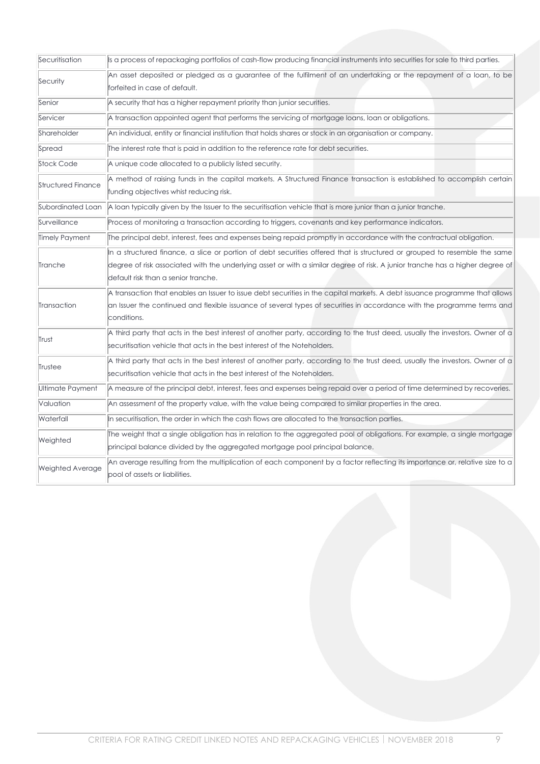| Securitisation | Is a process of repackaging portfolios of cash-flow producing financial instruments into securities for sale to third parties. |
|---|---|
| Security | An asset deposited or pledged as a guarantee of the fulfilment of an undertaking or the repayment of a loan, to be forfeited in case of default. |
| Senior | A security that has a higher repayment priority than junior securities. |
| Servicer | A transaction appointed agent that performs the servicing of mortgage loans, loan or obligations. |
| Shareholder | An individual, entity or financial institution that holds shares or stock in an organisation or company. |
| Spread | The interest rate that is paid in addition to the reference rate for debt securities. |
| Stock Code | A unique code allocated to a publicly listed security. |
| Structured Finance | A method of raising funds in the capital markets. A Structured Finance transaction is established to accomplish certain funding objectives whist reducing risk. |
| Subordinated Loan | A loan typically given by the Issuer to the securitisation vehicle that is more junior than a junior tranche. |
| Surveillance | Process of monitoring a transaction according to triggers, covenants and key performance indicators. |
| Timely Payment | The principal debt, interest, fees and expenses being repaid promptly in accordance with the contractual obligation. |
| Tranche | In a structured finance, a slice or portion of debt securities offered that is structured or grouped to resemble the same degree of risk associated with the underlying asset or with a similar degree of risk. A junior tranche has a higher degree of default risk than a senior tranche. |
| Transaction | A transaction that enables an Issuer to issue debt securities in the capital markets. A debt issuance programme that allows an Issuer the continued and flexible issuance of several types of securities in accordance with the programme terms and conditions. |
| Trust | A third party that acts in the best interest of another party, according to the trust deed, usually the investors. Owner of a securitisation vehicle that acts in the best interest of the Noteholders. |
| Trustee | A third party that acts in the best interest of another party, according to the trust deed, usually the investors. Owner of a securitisation vehicle that acts in the best interest of the Noteholders. |
| Ultimate Payment | A measure of the principal debt, interest, fees and expenses being repaid over a period of time determined by recoveries. |
| Valuation | An assessment of the property value, with the value being compared to similar properties in the area. |
| Waterfall | In securitisation, the order in which the cash flows are allocated to the transaction parties. |
| Weighted | The weight that a single obligation has in relation to the aggregated pool of obligations. For example, a single mortgage principal balance divided by the aggregated mortgage pool principal balance. |
| Weighted Average | An average resulting from the multiplication of each component by a factor reflecting its importance or, relative size to a pool of assets or liabilities. |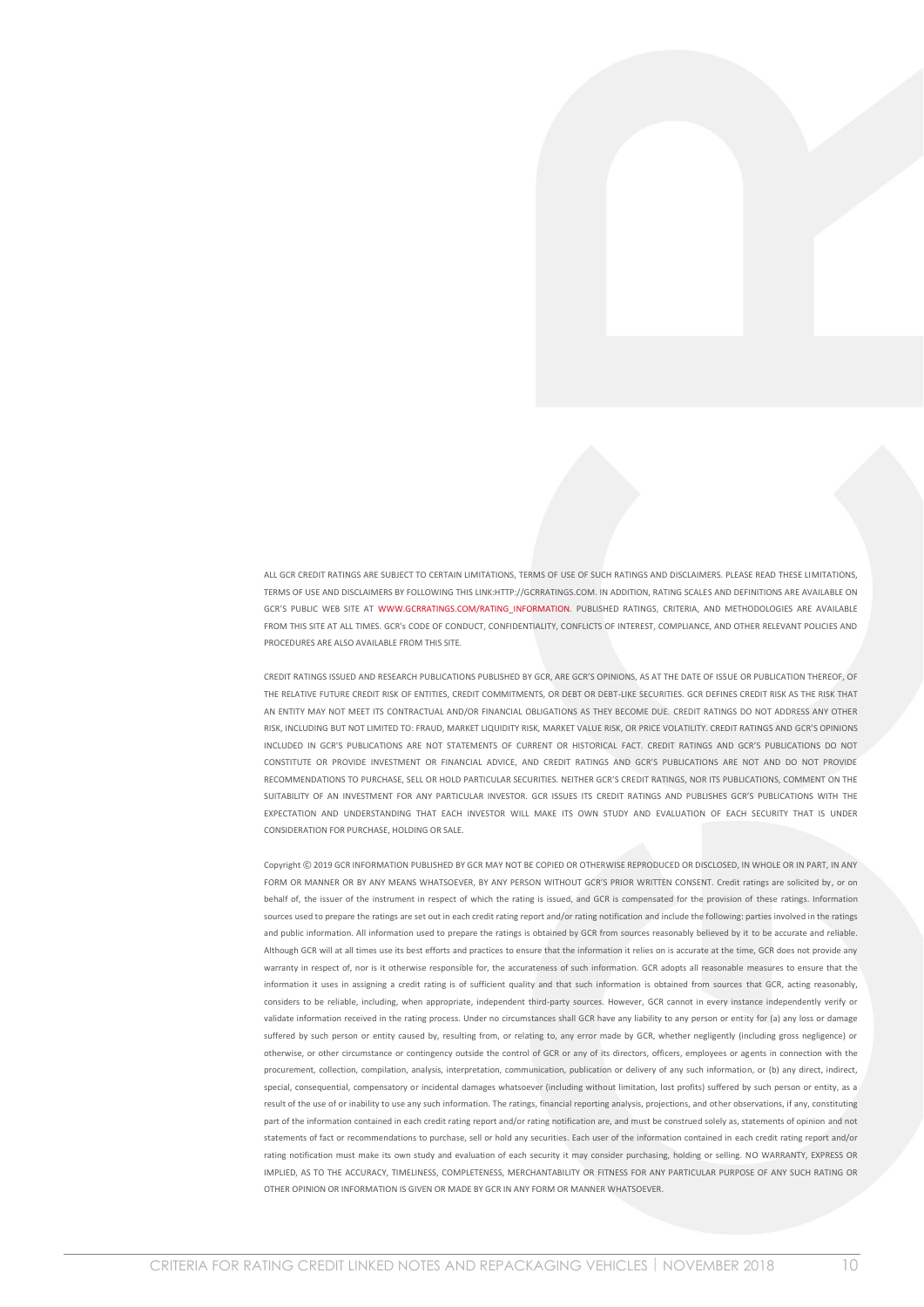ALL GCR CREDIT RATINGS ARE SUBJECT TO CERTAIN LIMITATIONS, TERMS OF USE OF SUCH RATINGS AND DISCLAIMERS. PLEASE READ THESE LIMITATIONS, TERMS OF USE AND DISCLAIMERS BY FOLLOWING THIS LINK:HTTP://GCRRATINGS.COM. IN ADDITION, RATING SCALES AND DEFINITIONS ARE AVAILABLE ON GCR'S PUBLIC WEB SITE AT WWW.GCRRATINGS.COM/RATING_INFORMATION. PUBLISHED RATINGS, CRITERIA, AND METHODOLOGIES ARE AVAILABLE FROM THIS SITE AT ALL TIMES. GCR's CODE OF CONDUCT, CONFIDENTIALITY, CONFLICTS OF INTEREST, COMPLIANCE, AND OTHER RELEVANT POLICIES AND PROCEDURES ARE ALSO AVAILABLE FROM THIS SITE.

CREDIT RATINGS ISSUED AND RESEARCH PUBLICATIONS PUBLISHED BY GCR, ARE GCR'S OPINIONS, AS AT THE DATE OF ISSUE OR PUBLICATION THEREOF, OF THE RELATIVE FUTURE CREDIT RISK OF ENTITIES, CREDIT COMMITMENTS, OR DEBT OR DEBT-LIKE SECURITIES. GCR DEFINES CREDIT RISK AS THE RISK THAT AN ENTITY MAY NOT MEET ITS CONTRACTUAL AND/OR FINANCIAL OBLIGATIONS AS THEY BECOME DUE. CREDIT RATINGS DO NOT ADDRESS ANY OTHER RISK, INCLUDING BUT NOT LIMITED TO: FRAUD, MARKET LIQUIDITY RISK, MARKET VALUE RISK, OR PRICE VOLATILITY. CREDIT RATINGS AND GCR'S OPINIONS INCLUDED IN GCR'S PUBLICATIONS ARE NOT STATEMENTS OF CURRENT OR HISTORICAL FACT. CREDIT RATINGS AND GCR'S PUBLICATIONS DO NOT CONSTITUTE OR PROVIDE INVESTMENT OR FINANCIAL ADVICE, AND CREDIT RATINGS AND GCR'S PUBLICATIONS ARE NOT AND DO NOT PROVIDE RECOMMENDATIONS TO PURCHASE, SELL OR HOLD PARTICULAR SECURITIES. NEITHER GCR'S CREDIT RATINGS, NOR ITS PUBLICATIONS, COMMENT ON THE SUITABILITY OF AN INVESTMENT FOR ANY PARTICULAR INVESTOR. GCR ISSUES ITS CREDIT RATINGS AND PUBLISHES GCR'S PUBLICATIONS WITH THE EXPECTATION AND UNDERSTANDING THAT EACH INVESTOR WILL MAKE ITS OWN STUDY AND EVALUATION OF EACH SECURITY THAT IS UNDER CONSIDERATION FOR PURCHASE, HOLDING OR SALE.

Copyright © 2019 GCR INFORMATION PUBLISHED BY GCR MAY NOT BE COPIED OR OTHERWISE REPRODUCED OR DISCLOSED, IN WHOLE OR IN PART, IN ANY FORM OR MANNER OR BY ANY MEANS WHATSOEVER, BY ANY PERSON WITHOUT GCR'S PRIOR WRITTEN CONSENT. Credit ratings are solicited by, or on behalf of, the issuer of the instrument in respect of which the rating is issued, and GCR is compensated for the provision of these ratings. Information sources used to prepare the ratings are set out in each credit rating report and/or rating notification and include the following: parties involved in the ratings and public information. All information used to prepare the ratings is obtained by GCR from sources reasonably believed by it to be accurate and reliable. Although GCR will at all times use its best efforts and practices to ensure that the information it relies on is accurate at the time, GCR does not provide any warranty in respect of, nor is it otherwise responsible for, the accurateness of such information. GCR adopts all reasonable measures to ensure that the information it uses in assigning a credit rating is of sufficient quality and that such information is obtained from sources that GCR, acting reasonably, considers to be reliable, including, when appropriate, independent third-party sources. However, GCR cannot in every instance independently verify or validate information received in the rating process. Under no circumstances shall GCR have any liability to any person or entity for (a) any loss or damage suffered by such person or entity caused by, resulting from, or relating to, any error made by GCR, whether negligently (including gross negligence) or otherwise, or other circumstance or contingency outside the control of GCR or any of its directors, officers, employees or agents in connection with the procurement, collection, compilation, analysis, interpretation, communication, publication or delivery of any such information, or (b) any direct, indirect, special, consequential, compensatory or incidental damages whatsoever (including without limitation, lost profits) suffered by such person or entity, as a result of the use of or inability to use any such information. The ratings, financial reporting analysis, projections, and other observations, if any, constituting part of the information contained in each credit rating report and/or rating notification are, and must be construed solely as, statements of opinion and not statements of fact or recommendations to purchase, sell or hold any securities. Each user of the information contained in each credit rating report and/or rating notification must make its own study and evaluation of each security it may consider purchasing, holding or selling. NO WARRANTY, EXPRESS OR IMPLIED, AS TO THE ACCURACY, TIMELINESS, COMPLETENESS, MERCHANTABILITY OR FITNESS FOR ANY PARTICULAR PURPOSE OF ANY SUCH RATING OR OTHER OPINION OR INFORMATION IS GIVEN OR MADE BY GCR IN ANY FORM OR MANNER WHATSOEVER.